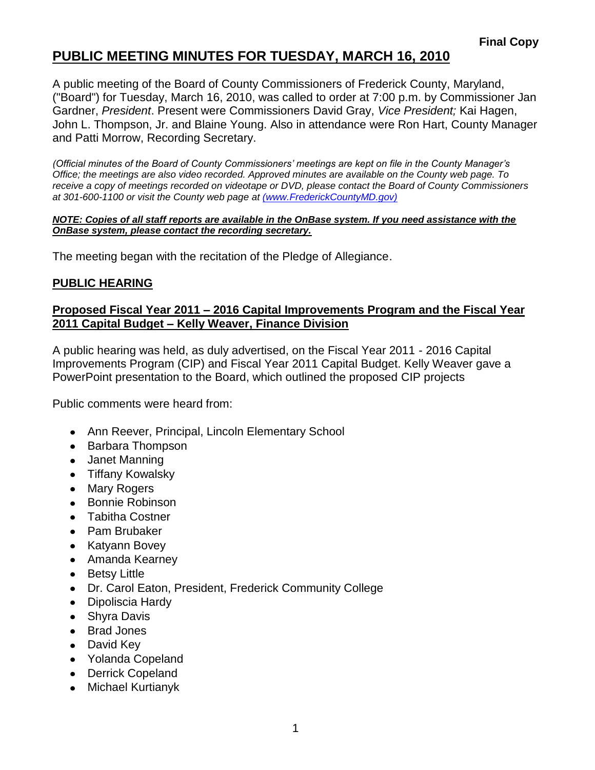**Final Copy**

# PUBLIC MEETING MINUTES FOR TUESDAY, MARCH 16, 2010

A public meeting of the Board of County Commissioners of Frederick County, Maryland, ("Board") for Tuesday, March 16, 2010, was called to order at 7:00 p.m. by Commissioner Jan Gardner, *President*. Present were Commissioners David Gray, *Vice President;* Kai Hagen, John L. Thompson, Jr. and Blaine Young. Also in attendance were Ron Hart, County Manager and Patti Morrow, Recording Secretary.

*(Official minutes of the Board of County Commissioners' meetings are kept on file in the County Manager's Office; the meetings are also video recorded. Approved minutes are available on the County web page. To receive a copy of meetings recorded on videotape or DVD, please contact the Board of County Commissioners at 301-600-1100 or visit the County web page at (www.FrederickCountyMD.gov)*

***NOTE: Copies of all staff reports are available in the OnBase system. If you need assistance with the OnBase system, please contact the recording secretary.***

The meeting began with the recitation of the Pledge of Allegiance.

## PUBLIC HEARING

### Proposed Fiscal Year 2011 – 2016 Capital Improvements Program and the Fiscal Year 2011 Capital Budget – Kelly Weaver, Finance Division

A public hearing was held, as duly advertised, on the Fiscal Year 2011 - 2016 Capital Improvements Program (CIP) and Fiscal Year 2011 Capital Budget. Kelly Weaver gave a PowerPoint presentation to the Board, which outlined the proposed CIP projects

Public comments were heard from:

- Ann Reever, Principal, Lincoln Elementary School
- Barbara Thompson
- Janet Manning
- Tiffany Kowalsky
- Mary Rogers
- Bonnie Robinson
- Tabitha Costner
- Pam Brubaker
- Katyann Bovey
- Amanda Kearney
- Betsy Little
- Dr. Carol Eaton, President, Frederick Community College
- Dipoliscia Hardy
- Shyra Davis
- Brad Jones
- David Key
- Yolanda Copeland
- Derrick Copeland
- Michael Kurtianyk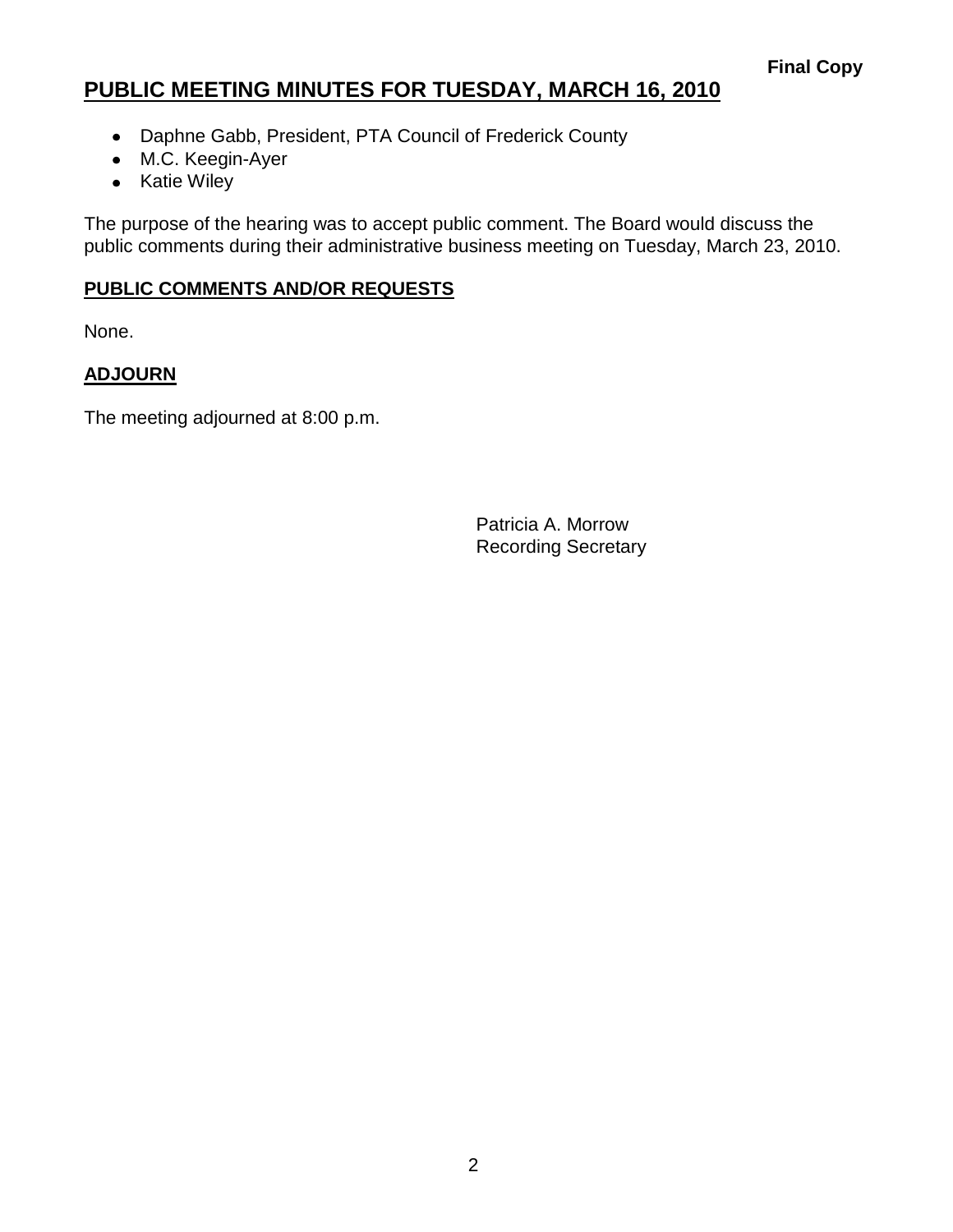**Final Copy**

## PUBLIC MEETING MINUTES FOR TUESDAY, MARCH 16, 2010

- Daphne Gabb, President, PTA Council of Frederick County
- M.C. Keegin-Ayer
- Katie Wiley

The purpose of the hearing was to accept public comment. The Board would discuss the public comments during their administrative business meeting on Tuesday, March 23, 2010.

### PUBLIC COMMENTS AND/OR REQUESTS

None.

### ADJOURN

The meeting adjourned at 8:00 p.m.

Patricia A. Morrow
Recording Secretary